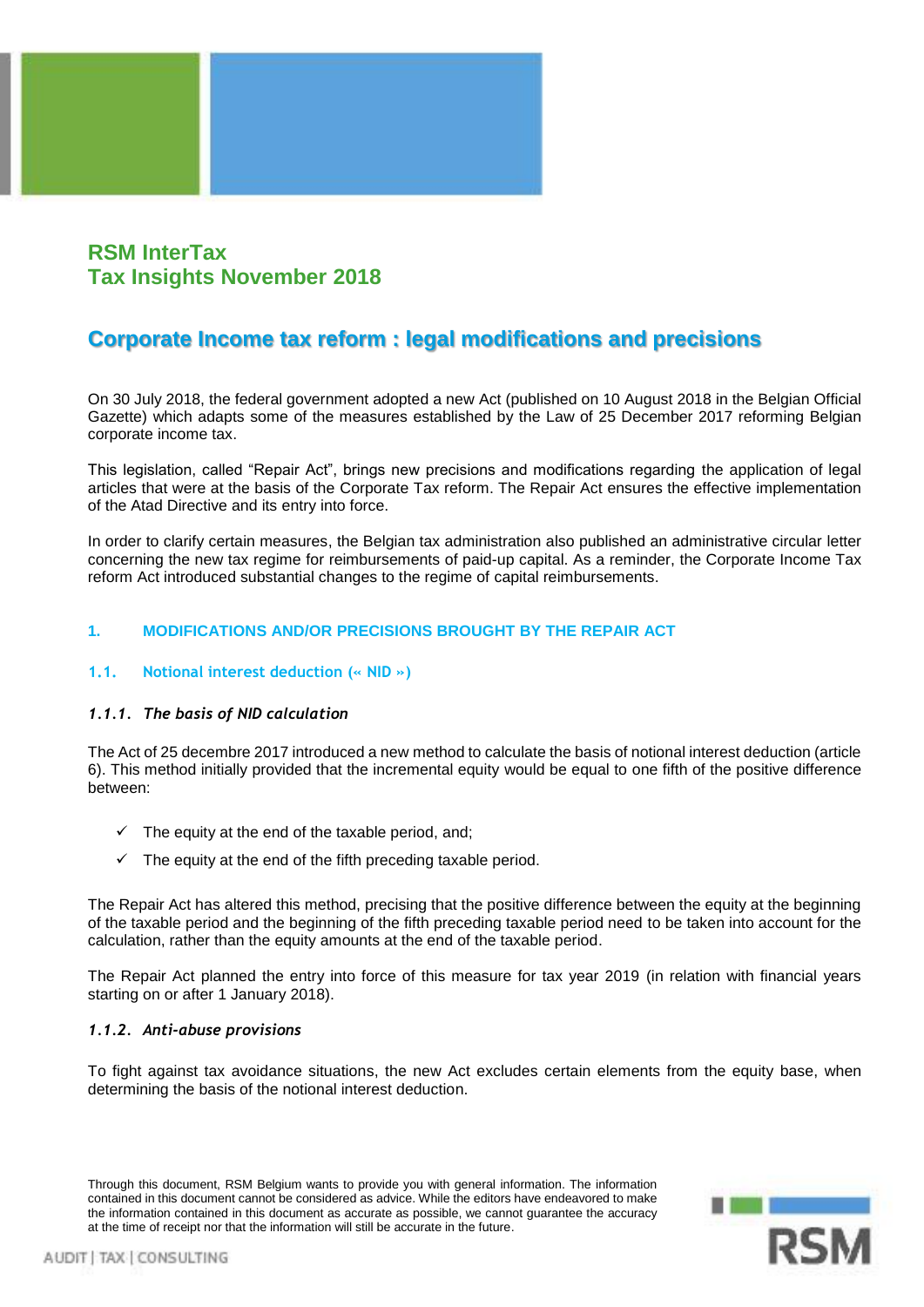# RSM InterTax
# Tax Insights November 2018

## Corporate Income tax reform : legal modifications and precisions

On 30 July 2018, the federal government adopted a new Act (published on 10 August 2018 in the Belgian Official Gazette) which adapts some of the measures established by the Law of 25 December 2017 reforming Belgian corporate income tax.

This legislation, called "Repair Act", brings new precisions and modifications regarding the application of legal articles that were at the basis of the Corporate Tax reform. The Repair Act ensures the effective implementation of the Atad Directive and its entry into force.

In order to clarify certain measures, the Belgian tax administration also published an administrative circular letter concerning the new tax regime for reimbursements of paid-up capital. As a reminder, the Corporate Income Tax reform Act introduced substantial changes to the regime of capital reimbursements.

### 1. MODIFICATIONS AND/OR PRECISIONS BROUGHT BY THE REPAIR ACT

#### 1.1. Notional interest deduction (« NID »)

##### *1.1.1. The basis of NID calculation*

The Act of 25 decembre 2017 introduced a new method to calculate the basis of notional interest deduction (article 6). This method initially provided that the incremental equity would be equal to one fifth of the positive difference between:

- ✓ The equity at the end of the taxable period, and;
- ✓ The equity at the end of the fifth preceding taxable period.

The Repair Act has altered this method, precising that the positive difference between the equity at the beginning of the taxable period and the beginning of the fifth preceding taxable period need to be taken into account for the calculation, rather than the equity amounts at the end of the taxable period.

The Repair Act planned the entry into force of this measure for tax year 2019 (in relation with financial years starting on or after 1 January 2018).

##### *1.1.2. Anti-abuse provisions*

To fight against tax avoidance situations, the new Act excludes certain elements from the equity base, when determining the basis of the notional interest deduction.

Through this document, RSM Belgium wants to provide you with general information. The information contained in this document cannot be considered as advice. While the editors have endeavored to make the information contained in this document as accurate as possible, we cannot guarantee the accuracy at the time of receipt nor that the information will still be accurate in the future.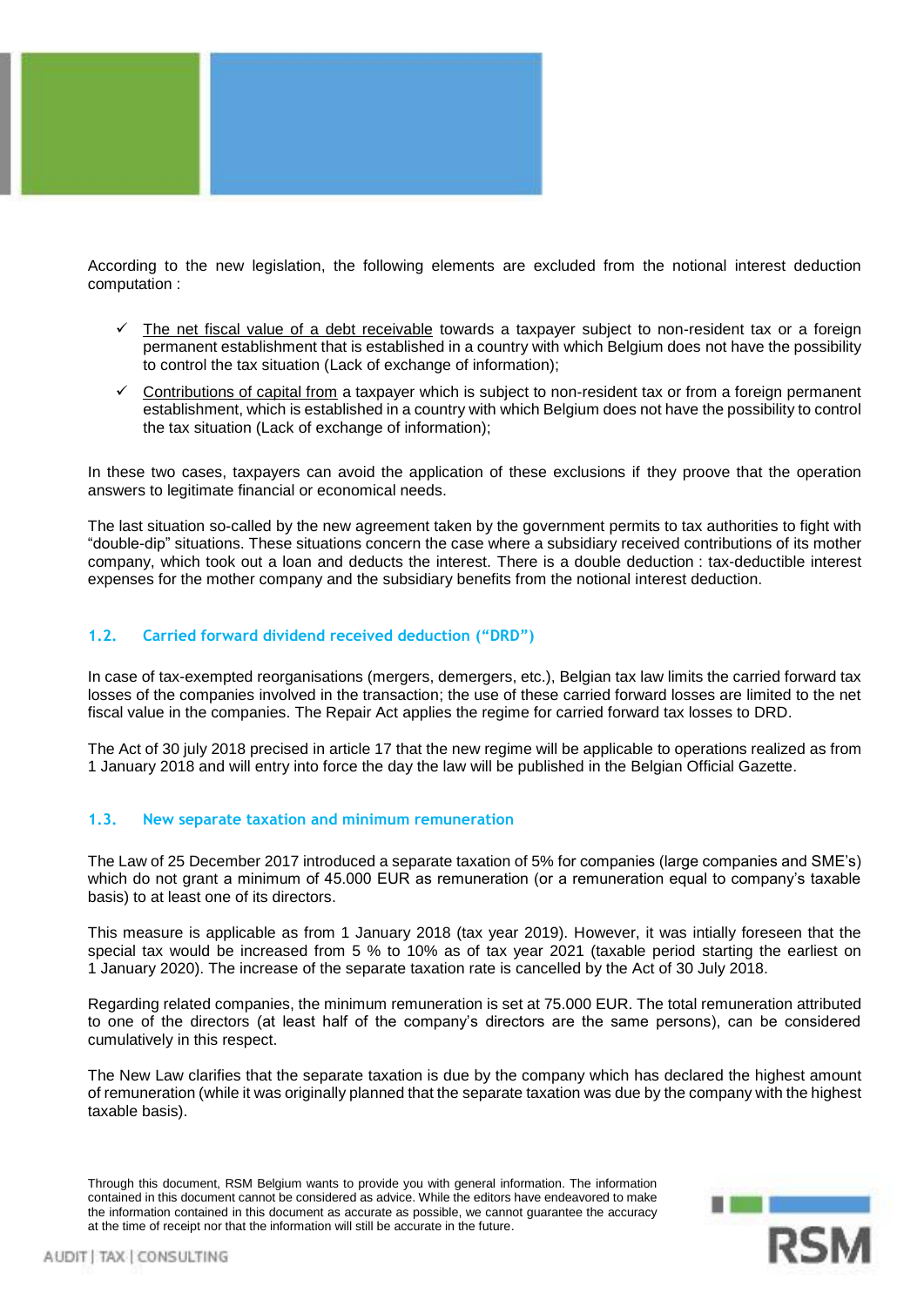According to the new legislation, the following elements are excluded from the notional interest deduction computation :

- ✓ The net fiscal value of a debt receivable towards a taxpayer subject to non-resident tax or a foreign permanent establishment that is established in a country with which Belgium does not have the possibility to control the tax situation (Lack of exchange of information);
- ✓ Contributions of capital from a taxpayer which is subject to non-resident tax or from a foreign permanent establishment, which is established in a country with which Belgium does not have the possibility to control the tax situation (Lack of exchange of information);

In these two cases, taxpayers can avoid the application of these exclusions if they proove that the operation answers to legitimate financial or economical needs.

The last situation so-called by the new agreement taken by the government permits to tax authorities to fight with "double-dip" situations. These situations concern the case where a subsidiary received contributions of its mother company, which took out a loan and deducts the interest. There is a double deduction : tax-deductible interest expenses for the mother company and the subsidiary benefits from the notional interest deduction.

### 1.2. Carried forward dividend received deduction ("DRD")

In case of tax-exempted reorganisations (mergers, demergers, etc.), Belgian tax law limits the carried forward tax losses of the companies involved in the transaction; the use of these carried forward losses are limited to the net fiscal value in the companies. The Repair Act applies the regime for carried forward tax losses to DRD.

The Act of 30 july 2018 precised in article 17 that the new regime will be applicable to operations realized as from 1 January 2018 and will entry into force the day the law will be published in the Belgian Official Gazette.

### 1.3. New separate taxation and minimum remuneration

The Law of 25 December 2017 introduced a separate taxation of 5% for companies (large companies and SME's) which do not grant a minimum of 45.000 EUR as remuneration (or a remuneration equal to company's taxable basis) to at least one of its directors.

This measure is applicable as from 1 January 2018 (tax year 2019). However, it was intially foreseen that the special tax would be increased from 5 % to 10% as of tax year 2021 (taxable period starting the earliest on 1 January 2020). The increase of the separate taxation rate is cancelled by the Act of 30 July 2018.

Regarding related companies, the minimum remuneration is set at 75.000 EUR. The total remuneration attributed to one of the directors (at least half of the company's directors are the same persons), can be considered cumulatively in this respect.

The New Law clarifies that the separate taxation is due by the company which has declared the highest amount of remuneration (while it was originally planned that the separate taxation was due by the company with the highest taxable basis).

Through this document, RSM Belgium wants to provide you with general information. The information contained in this document cannot be considered as advice. While the editors have endeavored to make the information contained in this document as accurate as possible, we cannot guarantee the accuracy at the time of receipt nor that the information will still be accurate in the future.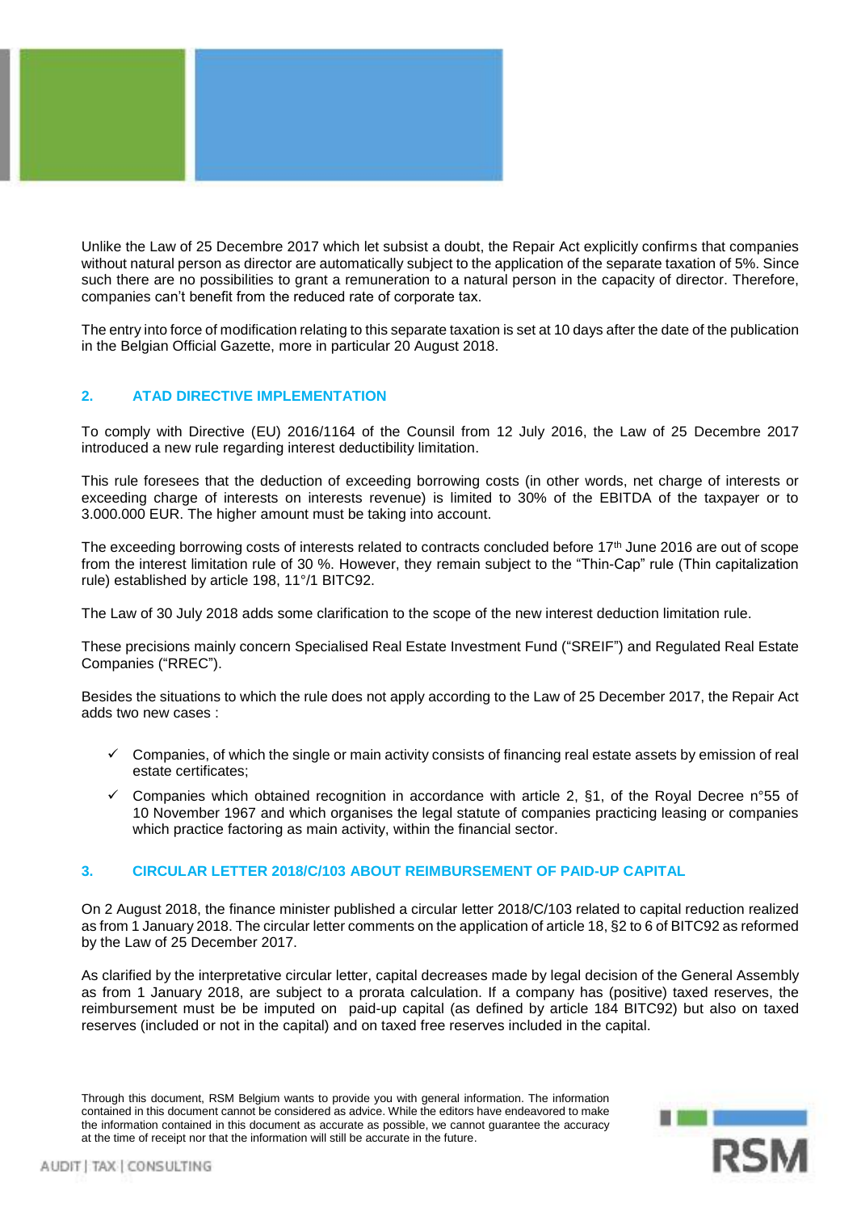Unlike the Law of 25 Decembre 2017 which let subsist a doubt, the Repair Act explicitly confirms that companies without natural person as director are automatically subject to the application of the separate taxation of 5%. Since such there are no possibilities to grant a remuneration to a natural person in the capacity of director. Therefore, companies can't benefit from the reduced rate of corporate tax.

The entry into force of modification relating to this separate taxation is set at 10 days after the date of the publication in the Belgian Official Gazette, more in particular 20 August 2018.

## 2. ATAD DIRECTIVE IMPLEMENTATION

To comply with Directive (EU) 2016/1164 of the Counsil from 12 July 2016, the Law of 25 Decembre 2017 introduced a new rule regarding interest deductibility limitation.

This rule foresees that the deduction of exceeding borrowing costs (in other words, net charge of interests or exceeding charge of interests on interests revenue) is limited to 30% of the EBITDA of the taxpayer or to 3.000.000 EUR. The higher amount must be taking into account.

The exceeding borrowing costs of interests related to contracts concluded before 17th June 2016 are out of scope from the interest limitation rule of 30 %. However, they remain subject to the "Thin-Cap" rule (Thin capitalization rule) established by article 198, 11°/1 BITC92.

The Law of 30 July 2018 adds some clarification to the scope of the new interest deduction limitation rule.

These precisions mainly concern Specialised Real Estate Investment Fund ("SREIF") and Regulated Real Estate Companies ("RREC").

Besides the situations to which the rule does not apply according to the Law of 25 December 2017, the Repair Act adds two new cases :

- ✓ Companies, of which the single or main activity consists of financing real estate assets by emission of real estate certificates;
- ✓ Companies which obtained recognition in accordance with article 2, §1, of the Royal Decree n°55 of 10 November 1967 and which organises the legal statute of companies practicing leasing or companies which practice factoring as main activity, within the financial sector.

## 3. CIRCULAR LETTER 2018/C/103 ABOUT REIMBURSEMENT OF PAID-UP CAPITAL

On 2 August 2018, the finance minister published a circular letter 2018/C/103 related to capital reduction realized as from 1 January 2018. The circular letter comments on the application of article 18, §2 to 6 of BITC92 as reformed by the Law of 25 December 2017.

As clarified by the interpretative circular letter, capital decreases made by legal decision of the General Assembly as from 1 January 2018, are subject to a prorata calculation. If a company has (positive) taxed reserves, the reimbursement must be be imputed on paid-up capital (as defined by article 184 BITC92) but also on taxed reserves (included or not in the capital) and on taxed free reserves included in the capital.

Through this document, RSM Belgium wants to provide you with general information. The information contained in this document cannot be considered as advice. While the editors have endeavored to make the information contained in this document as accurate as possible, we cannot guarantee the accuracy at the time of receipt nor that the information will still be accurate in the future.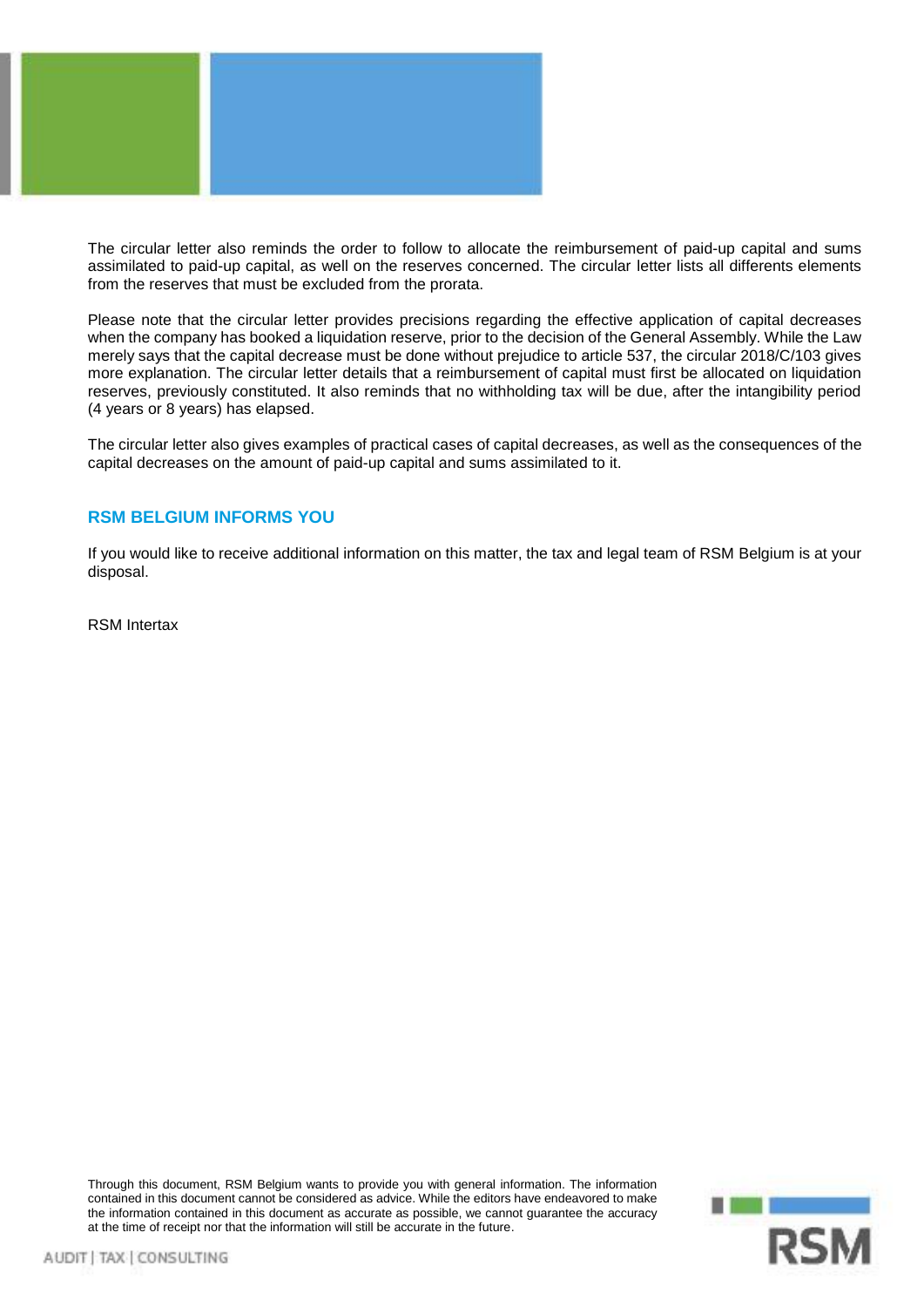The circular letter also reminds the order to follow to allocate the reimbursement of paid-up capital and sums assimilated to paid-up capital, as well on the reserves concerned. The circular letter lists all differents elements from the reserves that must be excluded from the prorata.

Please note that the circular letter provides precisions regarding the effective application of capital decreases when the company has booked a liquidation reserve, prior to the decision of the General Assembly. While the Law merely says that the capital decrease must be done without prejudice to article 537, the circular 2018/C/103 gives more explanation. The circular letter details that a reimbursement of capital must first be allocated on liquidation reserves, previously constituted. It also reminds that no withholding tax will be due, after the intangibility period (4 years or 8 years) has elapsed.

The circular letter also gives examples of practical cases of capital decreases, as well as the consequences of the capital decreases on the amount of paid-up capital and sums assimilated to it.

## RSM BELGIUM INFORMS YOU

If you would like to receive additional information on this matter, the tax and legal team of RSM Belgium is at your disposal.

RSM Intertax

Through this document, RSM Belgium wants to provide you with general information. The information contained in this document cannot be considered as advice. While the editors have endeavored to make the information contained in this document as accurate as possible, we cannot guarantee the accuracy at the time of receipt nor that the information will still be accurate in the future.